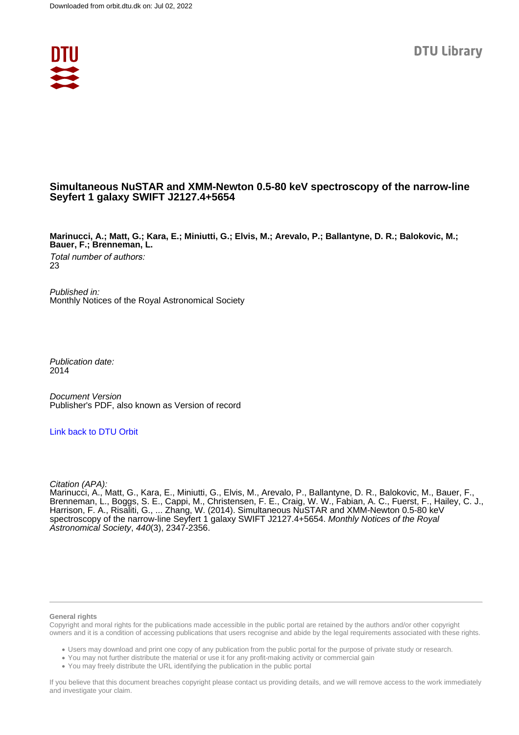Downloaded from orbit.dtu.dk on: Jul 02, 2022

DTU Library

# Simultaneous NuSTAR and XMM-Newton 0.5-80 keV spectroscopy of the narrow-line Seyfert 1 galaxy SWIFT J2127.4+5654

**Marinucci, A.; Matt, G.; Kara, E.; Miniutti, G.; Elvis, M.; Arevalo, P.; Ballantyne, D. R.; Balokovic, M.; Bauer, F.; Brenneman, L.**

*Total number of authors:*
23

*Published in:*
Monthly Notices of the Royal Astronomical Society

*Publication date:*
2014

*Document Version*
Publisher's PDF, also known as Version of record

Link back to DTU Orbit

*Citation (APA):*
Marinucci, A., Matt, G., Kara, E., Miniutti, G., Elvis, M., Arevalo, P., Ballantyne, D. R., Balokovic, M., Bauer, F., Brenneman, L., Boggs, S. E., Cappi, M., Christensen, F. E., Craig, W. W., Fabian, A. C., Fuerst, F., Hailey, C. J., Harrison, F. A., Risaliti, G., ... Zhang, W. (2014). Simultaneous NuSTAR and XMM-Newton 0.5-80 keV spectroscopy of the narrow-line Seyfert 1 galaxy SWIFT J2127.4+5654. *Monthly Notices of the Royal Astronomical Society*, *440*(3), 2347-2356.

**General rights**

Copyright and moral rights for the publications made accessible in the public portal are retained by the authors and/or other copyright owners and it is a condition of accessing publications that users recognise and abide by the legal requirements associated with these rights.

- Users may download and print one copy of any publication from the public portal for the purpose of private study or research.
- You may not further distribute the material or use it for any profit-making activity or commercial gain
- You may freely distribute the URL identifying the publication in the public portal

If you believe that this document breaches copyright please contact us providing details, and we will remove access to the work immediately and investigate your claim.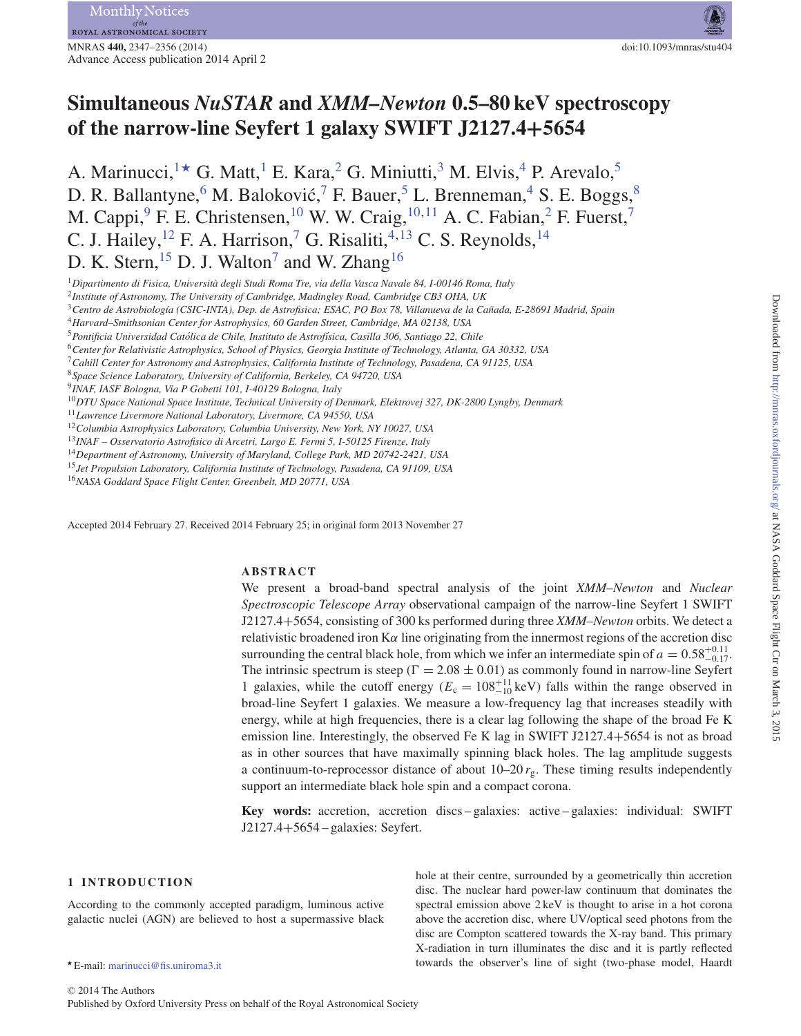# Simultaneous *NuSTAR* and *XMM–Newton* 0.5–80 keV spectroscopy of the narrow-line Seyfert 1 galaxy SWIFT J2127.4+5654

A. Marinucci,[1]★ G. Matt,[1] E. Kara,[2] G. Miniutti,[3] M. Elvis,[4] P. Arevalo,[5] D. R. Ballantyne,[6] M. Baloković,[7] F. Bauer,[5] L. Brenneman,[4] S. E. Boggs,[8] M. Cappi,[9] F. E. Christensen,[10] W. W. Craig,[10,11] A. C. Fabian,[2] F. Fuerst,[7] C. J. Hailey,[12] F. A. Harrison,[7] G. Risaliti,[4,13] C. S. Reynolds,[14] D. K. Stern,[15] D. J. Walton[7] and W. Zhang[16]

[1] *Dipartimento di Fisica, Università degli Studi Roma Tre, via della Vasca Navale 84, I-00146 Roma, Italy*
[2] *Institute of Astronomy, The University of Cambridge, Madingley Road, Cambridge CB3 OHA, UK*
[3] *Centro de Astrobiología (CSIC-INTA), Dep. de Astrofísica; ESAC, PO Box 78, Villanueva de la Cañada, E-28691 Madrid, Spain*
[4] *Harvard–Smithsonian Center for Astrophysics, 60 Garden Street, Cambridge, MA 02138, USA*
[5] *Pontificia Universidad Católica de Chile, Instituto de Astrofísica, Casilla 306, Santiago 22, Chile*
[6] *Center for Relativistic Astrophysics, School of Physics, Georgia Institute of Technology, Atlanta, GA 30332, USA*
[7] *Cahill Center for Astronomy and Astrophysics, California Institute of Technology, Pasadena, CA 91125, USA*
[8] *Space Science Laboratory, University of California, Berkeley, CA 94720, USA*
[9] *INAF, IASF Bologna, Via P Gobetti 101, I-40129 Bologna, Italy*
[10] *DTU Space National Space Institute, Technical University of Denmark, Elektrovej 327, DK-2800 Lyngby, Denmark*
[11] *Lawrence Livermore National Laboratory, Livermore, CA 94550, USA*
[12] *Columbia Astrophysics Laboratory, Columbia University, New York, NY 10027, USA*
[13] *INAF – Osservatorio Astrofisico di Arcetri, Largo E. Fermi 5, I-50125 Firenze, Italy*
[14] *Department of Astronomy, University of Maryland, College Park, MD 20742-2421, USA*
[15] *Jet Propulsion Laboratory, California Institute of Technology, Pasadena, CA 91109, USA*
[16] *NASA Goddard Space Flight Center, Greenbelt, MD 20771, USA*

Accepted 2014 February 27. Received 2014 February 25; in original form 2013 November 27

## ABSTRACT

We present a broad-band spectral analysis of the joint *XMM–Newton* and *Nuclear Spectroscopic Telescope Array* observational campaign of the narrow-line Seyfert 1 SWIFT J2127.4+5654, consisting of 300 ks performed during three *XMM–Newton* orbits. We detect a relativistic broadened iron K$\alpha$ line originating from the innermost regions of the accretion disc surrounding the central black hole, from which we infer an intermediate spin of $a = 0.58^{+0.11}_{-0.17}$. The intrinsic spectrum is steep ($\Gamma = 2.08 \pm 0.01$) as commonly found in narrow-line Seyfert 1 galaxies, while the cutoff energy ($E_c = 108^{+11}_{-10}$ keV) falls within the range observed in broad-line Seyfert 1 galaxies. We measure a low-frequency lag that increases steadily with energy, while at high frequencies, there is a clear lag following the shape of the broad Fe K emission line. Interestingly, the observed Fe K lag in SWIFT J2127.4+5654 is not as broad as in other sources that have maximally spinning black holes. The lag amplitude suggests a continuum-to-reprocessor distance of about 10–20 $r_g$. These timing results independently support an intermediate black hole spin and a compact corona.

**Key words:** accretion, accretion discs – galaxies: active – galaxies: individual: SWIFT J2127.4+5654 – galaxies: Seyfert.

## 1 INTRODUCTION

According to the commonly accepted paradigm, luminous active galactic nuclei (AGN) are believed to host a supermassive black hole at their centre, surrounded by a geometrically thin accretion disc. The nuclear hard power-law continuum that dominates the spectral emission above 2 keV is thought to arise in a hot corona above the accretion disc, where UV/optical seed photons from the disc are Compton scattered towards the X-ray band. This primary X-radiation in turn illuminates the disc and it is partly reflected towards the observer's line of sight (two-phase model, Haardt

★ E-mail: marinucci@fis.uniroma3.it

© 2014 The Authors
Published by Oxford University Press on behalf of the Royal Astronomical Society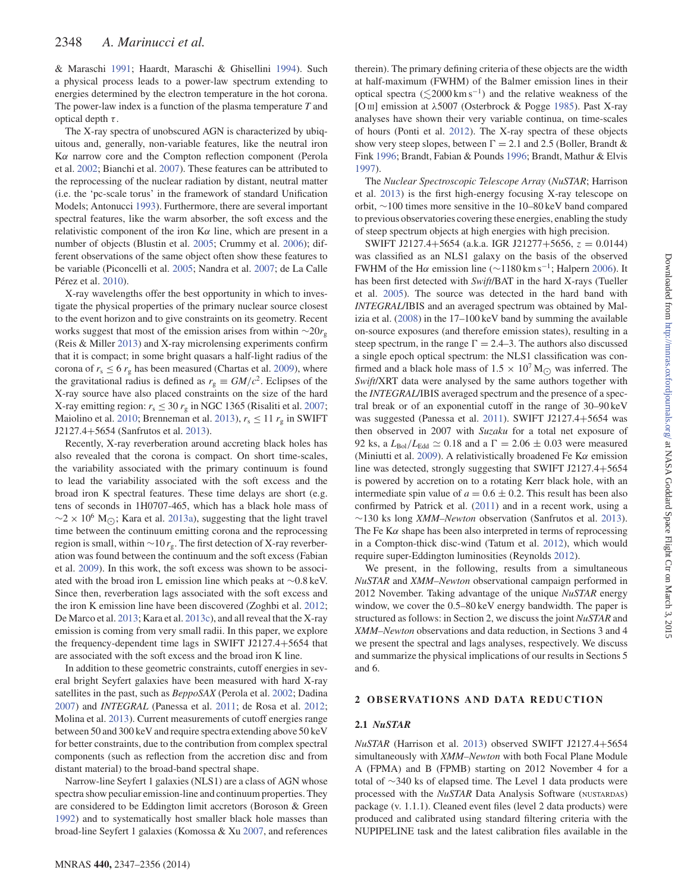& Maraschi 1991; Haardt, Maraschi & Ghisellini 1994). Such a physical process leads to a power-law spectrum extending to energies determined by the electron temperature in the hot corona. The power-law index is a function of the plasma temperature $T$ and optical depth $\tau$.

The X-ray spectra of unobscured AGN is characterized by ubiquitous and, generally, non-variable features, like the neutral iron K$\alpha$ narrow core and the Compton reflection component (Perola et al. 2002; Bianchi et al. 2007). These features can be attributed to the reprocessing of the nuclear radiation by distant, neutral matter (i.e. the 'pc-scale torus' in the framework of standard Unification Models; Antonucci 1993). Furthermore, there are several important spectral features, like the warm absorber, the soft excess and the relativistic component of the iron K$\alpha$ line, which are present in a number of objects (Blustin et al. 2005; Crummy et al. 2006); different observations of the same object often show these features to be variable (Piconcelli et al. 2005; Nandra et al. 2007; de La Calle Pérez et al. 2010).

X-ray wavelengths offer the best opportunity in which to investigate the physical properties of the primary nuclear source closest to the event horizon and to give constraints on its geometry. Recent works suggest that most of the emission arises from within $\sim 20 r_{\rm g}$ (Reis & Miller 2013) and X-ray microlensing experiments confirm that it is compact; in some bright quasars a half-light radius of the corona of $r_{\rm s} \leq 6\, r_{\rm g}$ has been measured (Chartas et al. 2009), where the gravitational radius is defined as $r_{\rm g} \equiv GM/c^2$. Eclipses of the X-ray source have also placed constraints on the size of the hard X-ray emitting region: $r_{\rm s} \leq 30\, r_{\rm g}$ in NGC 1365 (Risaliti et al. 2007; Maiolino et al. 2010; Brenneman et al. 2013), $r_{\rm s} \leq 11\, r_{\rm g}$ in SWIFT J2127.4+5654 (Sanfrutos et al. 2013).

Recently, X-ray reverberation around accreting black holes has also revealed that the corona is compact. On short time-scales, the variability associated with the primary continuum is found to lead the variability associated with the soft excess and the broad iron K spectral features. These time delays are short (e.g. tens of seconds in 1H0707-465, which has a black hole mass of $\sim 2 \times 10^6$ M$_\odot$; Kara et al. 2013a), suggesting that the light travel time between the continuum emitting corona and the reprocessing region is small, within $\sim 10\, r_{\rm g}$. The first detection of X-ray reverberation was found between the continuum and the soft excess (Fabian et al. 2009). In this work, the soft excess was shown to be associated with the broad iron L emission line which peaks at $\sim$0.8 keV. Since then, reverberation lags associated with the soft excess and the iron K emission line have been discovered (Zoghbi et al. 2012; De Marco et al. 2013; Kara et al. 2013c), and all reveal that the X-ray emission is coming from very small radii. In this paper, we explore the frequency-dependent time lags in SWIFT J2127.4+5654 that are associated with the soft excess and the broad iron K line.

In addition to these geometric constraints, cutoff energies in several bright Seyfert galaxies have been measured with hard X-ray satellites in the past, such as *BeppoSAX* (Perola et al. 2002; Dadina 2007) and *INTEGRAL* (Panessa et al. 2011; de Rosa et al. 2012; Molina et al. 2013). Current measurements of cutoff energies range between 50 and 300 keV and require spectra extending above 50 keV for better constraints, due to the contribution from complex spectral components (such as reflection from the accretion disc and from distant material) to the broad-band spectral shape.

Narrow-line Seyfert 1 galaxies (NLS1) are a class of AGN whose spectra show peculiar emission-line and continuum properties. They are considered to be Eddington limit accretors (Boroson & Green 1992) and to systematically host smaller black hole masses than broad-line Seyfert 1 galaxies (Komossa & Xu 2007, and references therein). The primary defining criteria of these objects are the width at half-maximum (FWHM) of the Balmer emission lines in their optical spectra ($\lesssim$2000 km s$^{-1}$) and the relative weakness of the [O III] emission at $\lambda$5007 (Osterbrock & Pogge 1985). Past X-ray analyses have shown their very variable continua, on time-scales of hours (Ponti et al. 2012). The X-ray spectra of these objects show very steep slopes, between $\Gamma = 2.1$ and 2.5 (Boller, Brandt & Fink 1996; Brandt, Fabian & Pounds 1996; Brandt, Mathur & Elvis 1997).

The *Nuclear Spectroscopic Telescope Array* (*NuSTAR*; Harrison et al. 2013) is the first high-energy focusing X-ray telescope on orbit, $\sim$100 times more sensitive in the 10–80 keV band compared to previous observatories covering these energies, enabling the study of steep spectrum objects at high energies with high precision.

SWIFT J2127.4+5654 (a.k.a. IGR J21277+5656, $z = 0.0144$) was classified as an NLS1 galaxy on the basis of the observed FWHM of the H$\alpha$ emission line ($\sim$1180 km s$^{-1}$; Halpern 2006). It has been first detected with *Swift*/BAT in the hard X-rays (Tueller et al. 2005). The source was detected in the hard band with *INTEGRAL*/IBIS and an averaged spectrum was obtained by Malizia et al. (2008) in the 17–100 keV band by summing the available on-source exposures (and therefore emission states), resulting in a steep spectrum, in the range $\Gamma = 2.4$–3. The authors also discussed a single epoch optical spectrum: the NLS1 classification was confirmed and a black hole mass of $1.5 \times 10^7$ M$_\odot$ was inferred. The *Swift*/XRT data were analysed by the same authors together with the *INTEGRAL*/IBIS averaged spectrum and the presence of a spectral break or of an exponential cutoff in the range of 30–90 keV was suggested (Panessa et al. 2011). SWIFT J2127.4+5654 was then observed in 2007 with *Suzaku* for a total net exposure of 92 ks, a $L_{\rm Bol}/L_{\rm Edd} \simeq 0.18$ and a $\Gamma = 2.06 \pm 0.03$ were measured (Miniutti et al. 2009). A relativistically broadened Fe K$\alpha$ emission line was detected, strongly suggesting that SWIFT J2127.4+5654 is powered by accretion on to a rotating Kerr black hole, with an intermediate spin value of $a = 0.6 \pm 0.2$. This result has been also confirmed by Patrick et al. (2011) and in a recent work, using a $\sim$130 ks long *XMM–Newton* observation (Sanfrutos et al. 2013). The Fe K$\alpha$ shape has been also interpreted in terms of reprocessing in a Compton-thick disc-wind (Tatum et al. 2012), which would require super-Eddington luminosities (Reynolds 2012).

We present, in the following, results from a simultaneous *NuSTAR* and *XMM–Newton* observational campaign performed in 2012 November. Taking advantage of the unique *NuSTAR* energy window, we cover the 0.5–80 keV energy bandwidth. The paper is structured as follows: in Section 2, we discuss the joint *NuSTAR* and *XMM–Newton* observations and data reduction, in Sections 3 and 4 we present the spectral and lags analyses, respectively. We discuss and summarize the physical implications of our results in Sections 5 and 6.

## 2 OBSERVATIONS AND DATA REDUCTION

### 2.1 *NuSTAR*

*NuSTAR* (Harrison et al. 2013) observed SWIFT J2127.4+5654 simultaneously with *XMM–Newton* with both Focal Plane Module A (FPMA) and B (FPMB) starting on 2012 November 4 for a total of $\sim$340 ks of elapsed time. The Level 1 data products were processed with the *NuSTAR* Data Analysis Software (NUSTARDAS) package (v. 1.1.1). Cleaned event files (level 2 data products) were produced and calibrated using standard filtering criteria with the NUPIPELINE task and the latest calibration files available in the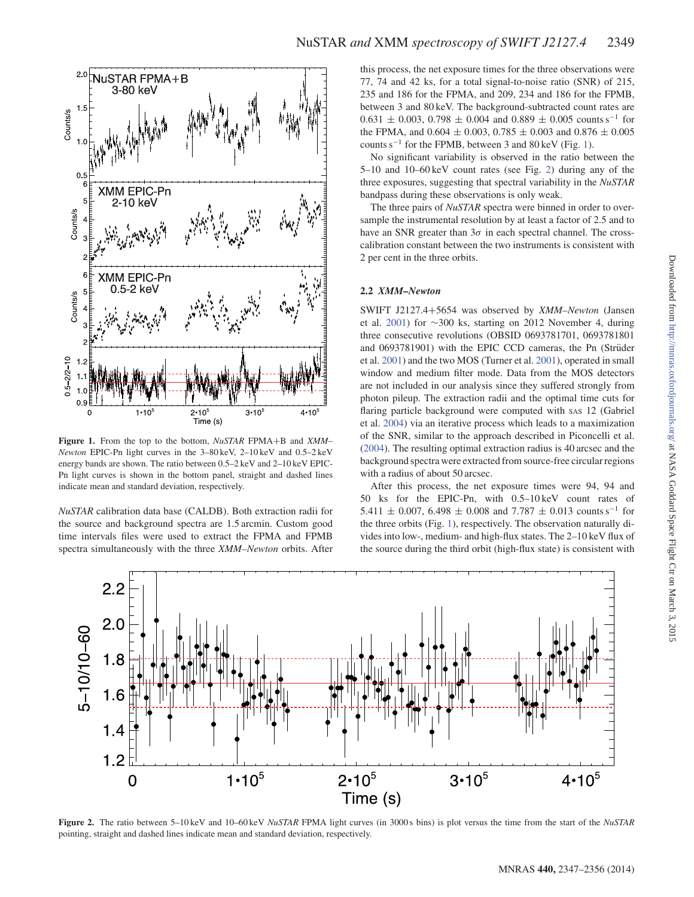**Figure 1.** From the top to the bottom, *NuSTAR* FPMA+B and *XMM–Newton* EPIC-Pn light curves in the 3–80 keV, 2–10 keV and 0.5–2 keV energy bands are shown. The ratio between 0.5–2 keV and 2–10 keV EPIC-Pn light curves is shown in the bottom panel, straight and dashed lines indicate mean and standard deviation, respectively.

*NuSTAR* calibration data base (CALDB). Both extraction radii for the source and background spectra are 1.5 arcmin. Custom good time intervals files were used to extract the FPMA and FPMB spectra simultaneously with the three *XMM–Newton* orbits. After this process, the net exposure times for the three observations were 77, 74 and 42 ks, for a total signal-to-noise ratio (SNR) of 215, 235 and 186 for the FPMA, and 209, 234 and 186 for the FPMB, between 3 and 80 keV. The background-subtracted count rates are $0.631 \pm 0.003$, $0.798 \pm 0.004$ and $0.889 \pm 0.005$ counts $s^{-1}$ for the FPMA, and $0.604 \pm 0.003$, $0.785 \pm 0.003$ and $0.876 \pm 0.005$ counts $s^{-1}$ for the FPMB, between 3 and 80 keV (Fig. 1).

No significant variability is observed in the ratio between the 5–10 and 10–60 keV count rates (see Fig. 2) during any of the three exposures, suggesting that spectral variability in the *NuSTAR* bandpass during these observations is only weak.

The three pairs of *NuSTAR* spectra were binned in order to oversample the instrumental resolution by at least a factor of 2.5 and to have an SNR greater than $3\sigma$ in each spectral channel. The cross-calibration constant between the two instruments is consistent with 2 per cent in the three orbits.

### 2.2 *XMM–Newton*

SWIFT J2127.4+5654 was observed by *XMM–Newton* (Jansen et al. 2001) for ∼300 ks, starting on 2012 November 4, during three consecutive revolutions (OBSID 0693781701, 0693781801 and 0693781901) with the EPIC CCD cameras, the Pn (Strüder et al. 2001) and the two MOS (Turner et al. 2001), operated in small window and medium filter mode. Data from the MOS detectors are not included in our analysis since they suffered strongly from photon pileup. The extraction radii and the optimal time cuts for flaring particle background were computed with SAS 12 (Gabriel et al. 2004) via an iterative process which leads to a maximization of the SNR, similar to the approach described in Piconcelli et al. (2004). The resulting optimal extraction radius is 40 arcsec and the background spectra were extracted from source-free circular regions with a radius of about 50 arcsec.

After this process, the net exposure times were 94, 94 and 50 ks for the EPIC-Pn, with 0.5–10 keV count rates of $5.411 \pm 0.007$, $6.498 \pm 0.008$ and $7.787 \pm 0.013$ counts $s^{-1}$ for the three orbits (Fig. 1), respectively. The observation naturally divides into low-, medium- and high-flux states. The 2–10 keV flux of the source during the third orbit (high-flux state) is consistent with

**Figure 2.** The ratio between 5–10 keV and 10–60 keV *NuSTAR* FPMA light curves (in 3000 s bins) is plot versus the time from the start of the *NuSTAR* pointing, straight and dashed lines indicate mean and standard deviation, respectively.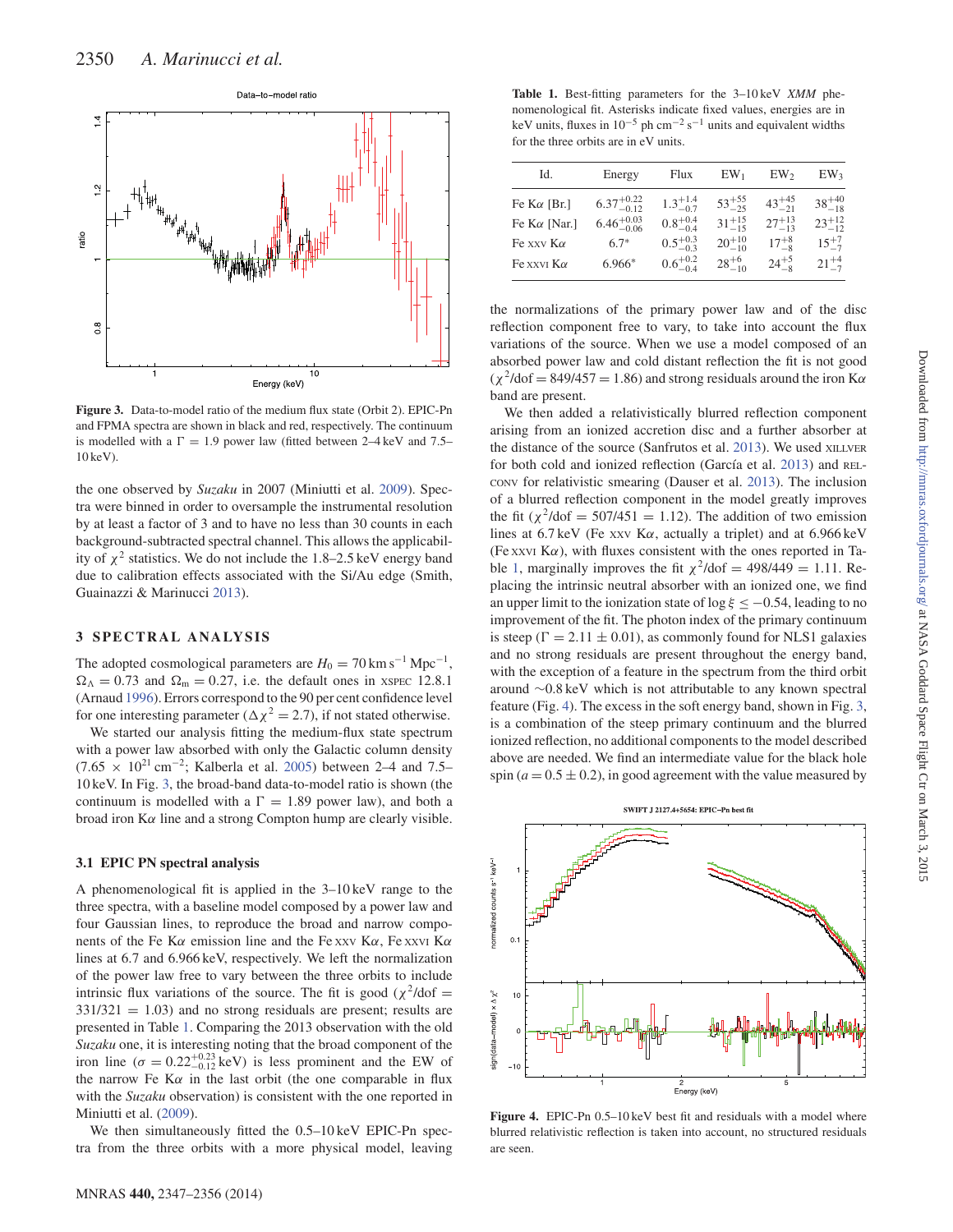**Figure 3.** Data-to-model ratio of the medium flux state (Orbit 2). EPIC-Pn and FPMA spectra are shown in black and red, respectively. The continuum is modelled with a $\Gamma = 1.9$ power law (fitted between 2–4 keV and 7.5–10 keV).

the one observed by *Suzaku* in 2007 (Miniutti et al. 2009). Spectra were binned in order to oversample the instrumental resolution by at least a factor of 3 and to have no less than 30 counts in each background-subtracted spectral channel. This allows the applicability of $\chi^2$ statistics. We do not include the 1.8–2.5 keV energy band due to calibration effects associated with the Si/Au edge (Smith, Guainazzi & Marinucci 2013).

## 3 SPECTRAL ANALYSIS

The adopted cosmological parameters are $H_0 = 70\,\mathrm{km\,s^{-1}\,Mpc^{-1}}$, $\Omega_\Lambda = 0.73$ and $\Omega_\mathrm{m} = 0.27$, i.e. the default ones in XSPEC 12.8.1 (Arnaud 1996). Errors correspond to the 90 per cent confidence level for one interesting parameter ($\Delta\chi^2 = 2.7$), if not stated otherwise.

We started our analysis fitting the medium-flux state spectrum with a power law absorbed with only the Galactic column density ($7.65 \times 10^{21}\,\mathrm{cm^{-2}}$; Kalberla et al. 2005) between 2–4 and 7.5–10 keV. In Fig. 3, the broad-band data-to-model ratio is shown (the continuum is modelled with a $\Gamma = 1.89$ power law), and both a broad iron K$\alpha$ line and a strong Compton hump are clearly visible.

### 3.1 EPIC PN spectral analysis

A phenomenological fit is applied in the 3–10 keV range to the three spectra, with a baseline model composed by a power law and four Gaussian lines, to reproduce the broad and narrow components of the Fe K$\alpha$ emission line and the Fe XXV K$\alpha$, Fe XXVI K$\alpha$ lines at 6.7 and 6.966 keV, respectively. We left the normalization of the power law free to vary between the three orbits to include intrinsic flux variations of the source. The fit is good ($\chi^2$/dof $= 331/321 = 1.03$) and no strong residuals are present; results are presented in Table 1. Comparing the 2013 observation with the old *Suzaku* one, it is interesting noting that the broad component of the iron line ($\sigma = 0.22^{+0.23}_{-0.12}$ keV) is less prominent and the EW of the narrow Fe K$\alpha$ in the last orbit (the one comparable in flux with the *Suzaku* observation) is consistent with the one reported in Miniutti et al. (2009).

We then simultaneously fitted the 0.5–10 keV EPIC-Pn spectra from the three orbits with a more physical model, leaving the normalizations of the primary power law and of the disc reflection component free to vary, to take into account the flux variations of the source. When we use a model composed of an absorbed power law and cold distant reflection the fit is not good ($\chi^2$/dof $= 849/457 = 1.86$) and strong residuals around the iron K$\alpha$ band are present.

**Table 1.** Best-fitting parameters for the 3–10 keV *XMM* phenomenological fit. Asterisks indicate fixed values, energies are in keV units, fluxes in $10^{-5}$ ph cm$^{-2}$ s$^{-1}$ units and equivalent widths for the three orbits are in eV units.

| Id. | Energy | Flux | EW$_1$ | EW$_2$ | EW$_3$ |
|---|---|---|---|---|---|
| Fe K$\alpha$ [Br.] | $6.37^{+0.22}_{-0.12}$ | $1.3^{+1.4}_{-0.7}$ | $53^{+55}_{-25}$ | $43^{+45}_{-21}$ | $38^{+40}_{-18}$ |
| Fe K$\alpha$ [Nar.] | $6.46^{+0.03}_{-0.06}$ | $0.8^{+0.4}_{-0.4}$ | $31^{+15}_{-15}$ | $27^{+13}_{-13}$ | $23^{+12}_{-12}$ |
| Fe XXV K$\alpha$ | $6.7^{*}$ | $0.5^{+0.3}_{-0.3}$ | $20^{+10}_{-10}$ | $17^{+8}_{-8}$ | $15^{+7}_{-7}$ |
| Fe XXVI K$\alpha$ | $6.966^{*}$ | $0.6^{+0.2}_{-0.4}$ | $28^{+6}_{-10}$ | $24^{+5}_{-8}$ | $21^{+4}_{-7}$ |

We then added a relativistically blurred reflection component arising from an ionized accretion disc and a further absorber at the distance of the source (Sanfrutos et al. 2013). We used XILLVER for both cold and ionized reflection (García et al. 2013) and RELCONV for relativistic smearing (Dauser et al. 2013). The inclusion of a blurred reflection component in the model greatly improves the fit ($\chi^2$/dof $= 507/451 = 1.12$). The addition of two emission lines at 6.7 keV (Fe XXV K$\alpha$, actually a triplet) and at 6.966 keV (Fe XXVI K$\alpha$), with fluxes consistent with the ones reported in Table 1, marginally improves the fit $\chi^2$/dof $= 498/449 = 1.11$. Replacing the intrinsic neutral absorber with an ionized one, we find an upper limit to the ionization state of $\log\xi \leq -0.54$, leading to no improvement of the fit. The photon index of the primary continuum is steep ($\Gamma = 2.11 \pm 0.01$), as commonly found for NLS1 galaxies and no strong residuals are present throughout the energy band, with the exception of a feature in the spectrum from the third orbit around $\sim$0.8 keV which is not attributable to any known spectral feature (Fig. 4). The excess in the soft energy band, shown in Fig. 3, is a combination of the steep primary continuum and the blurred ionized reflection, no additional components to the model described above are needed. We find an intermediate value for the black hole spin ($a = 0.5 \pm 0.2$), in good agreement with the value measured by

**Figure 4.** EPIC-Pn 0.5–10 keV best fit and residuals with a model where blurred relativistic reflection is taken into account, no structured residuals are seen.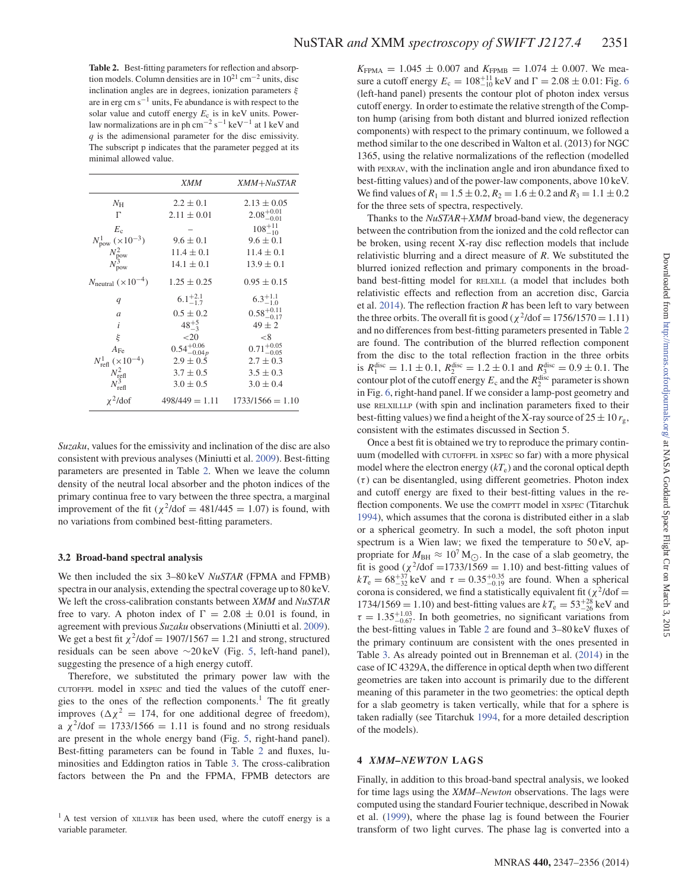**Table 2.** Best-fitting parameters for reflection and absorption models. Column densities are in $10^{21}$ cm$^{-2}$ units, disc inclination angles are in degrees, ionization parameters $\xi$ are in erg cm s$^{-1}$ units, Fe abundance is with respect to the solar value and cutoff energy $E_c$ is in keV units. Power-law normalizations are in ph cm$^{-2}$ s$^{-1}$ keV$^{-1}$ at 1 keV and $q$ is the adimensional parameter for the disc emissivity. The subscript p indicates that the parameter pegged at its minimal allowed value.

| | *XMM* | *XMM+NuSTAR* |
|---|---|---|
| $N_{\rm H}$ | $2.2 \pm 0.1$ | $2.13 \pm 0.05$ |
| $\Gamma$ | $2.11 \pm 0.01$ | $2.08^{+0.01}_{-0.01}$ |
| $E_{\rm c}$ | – | $108^{+11}_{-10}$ |
| $N^{1}_{\rm pow}$ ($\times10^{-3}$) | $9.6 \pm 0.1$ | $9.6 \pm 0.1$ |
| $N^{2}_{\rm pow}$ | $11.4 \pm 0.1$ | $11.4 \pm 0.1$ |
| $N^{3}_{\rm pow}$ | $14.1 \pm 0.1$ | $13.9 \pm 0.1$ |
| $N_{\rm neutral}$ ($\times10^{-4}$) | $1.25 \pm 0.25$ | $0.95 \pm 0.15$ |
| $q$ | $6.1^{+2.1}_{-1.7}$ | $6.3^{+1.1}_{-1.0}$ |
| $a$ | $0.5 \pm 0.2$ | $0.58^{+0.11}_{-0.17}$ |
| $i$ | $48^{+5}_{-3}$ | $49 \pm 2$ |
| $\xi$ | $<20$ | $<8$ |
| $A_{\rm Fe}$ | $0.54^{+0.06}_{-0.04p}$ | $0.71^{+0.05}_{-0.05}$ |
| $N^{1}_{\rm refl}$ ($\times10^{-4}$) | $2.9 \pm 0.5$ | $2.7 \pm 0.3$ |
| $N^{2}_{\rm refl}$ | $3.7 \pm 0.5$ | $3.5 \pm 0.3$ |
| $N^{3}_{\rm refl}$ | $3.0 \pm 0.5$ | $3.0 \pm 0.4$ |
| $\chi^2$/dof | $498/449 = 1.11$ | $1733/1566 = 1.10$ |

*Suzaku*, values for the emissivity and inclination of the disc are also consistent with previous analyses (Miniutti et al. 2009). Best-fitting parameters are presented in Table 2. When we leave the column density of the neutral local absorber and the photon indices of the primary continua free to vary between the three spectra, a marginal improvement of the fit ($\chi^2$/dof = 481/445 = 1.07) is found, with no variations from combined best-fitting parameters.

### 3.2 Broad-band spectral analysis

We then included the six 3–80 keV *NuSTAR* (FPMA and FPMB) spectra in our analysis, extending the spectral coverage up to 80 keV. We left the cross-calibration constants between *XMM* and *NuSTAR* free to vary. A photon index of $\Gamma = 2.08 \pm 0.01$ is found, in agreement with previous *Suzaku* observations (Miniutti et al. 2009). We get a best fit $\chi^2$/dof = 1907/1567 = 1.21 and strong, structured residuals can be seen above ∼20 keV (Fig. 5, left-hand panel), suggesting the presence of a high-energy cutoff.

Therefore, we substituted the primary power law with the CUTOFFPL model in XSPEC and tied the values of the cutoff energies to the ones of the reflection components.[1] The fit greatly improves ($\Delta\chi^2 = 174$, for one additional degree of freedom), a $\chi^2$/dof = 1733/1566 = 1.11 is found and no strong residuals are present in the whole energy band (Fig. 5, right-hand panel). Best-fitting parameters can be found in Table 2 and fluxes, luminosities and Eddington ratios in Table 3. The cross-calibration factors between the Pn and the FPMA, FPMB detectors are $K_{\rm FPMA} = 1.045 \pm 0.007$ and $K_{\rm FPMB} = 1.074 \pm 0.007$. We measure a cutoff energy $E_{\rm c} = 108^{+11}_{-10}$ keV and $\Gamma = 2.08 \pm 0.01$: Fig. 6 (left-hand panel) presents the contour plot of photon index versus cutoff energy. In order to estimate the relative strength of the Compton hump (arising from both distant and blurred ionized reflection components) with respect to the primary continuum, we followed a method similar to the one described in Walton et al. (2013) for NGC 1365, using the relative normalizations of the reflection (modelled with PEXRAV, with the inclination angle and iron abundance fixed to best-fitting values) and of the power-law components, above 10 keV. We find values of $R_1 = 1.5 \pm 0.2$, $R_2 = 1.6 \pm 0.2$ and $R_3 = 1.1 \pm 0.2$ for the three sets of spectra, respectively.

Thanks to the *NuSTAR+XMM* broad-band view, the degeneracy between the contribution from the ionized and the cold reflector can be broken, using recent X-ray disc reflection models that include relativistic blurring and a direct measure of $R$. We substituted the blurred ionized reflection and primary components in the broad-band best-fitting model for RELXILL (a model that includes both relativistic effects and reflection from an accretion disc, Garcia et al. 2014). The reflection fraction $R$ has been left to vary between the three orbits. The overall fit is good ($\chi^2$/dof = 1756/1570 = 1.11) and no differences from best-fitting parameters presented in Table 2 are found. The contribution of the blurred reflection component from the disc to the total reflection fraction in the three orbits is $R^{\rm disc}_1 = 1.1 \pm 0.1$, $R^{\rm disc}_2 = 1.2 \pm 0.1$ and $R^{\rm disc}_3 = 0.9 \pm 0.1$. The contour plot of the cutoff energy $E_{\rm c}$ and the $R^{\rm disc}_2$ parameter is shown in Fig. 6, right-hand panel. If we consider a lamp-post geometry and use RELXILLLP (with spin and inclination parameters fixed to their best-fitting values) we find a height of the X-ray source of $25 \pm 10\, r_{\rm g}$, consistent with the estimates discussed in Section 5.

Once a best fit is obtained we try to reproduce the primary continuum (modelled with CUTOFFPL in XSPEC so far) with a more physical model where the electron energy ($kT_{\rm e}$) and the coronal optical depth ($\tau$) can be disentangled, using different geometries. Photon index and cutoff energy are fixed to their best-fitting values in the reflection components. We use the COMPTT model in XSPEC (Titarchuk 1994), which assumes that the corona is distributed either in a slab or a spherical geometry. In such a model, the soft photon input spectrum is a Wien law; we fixed the temperature to 50 eV, appropriate for $M_{\rm BH} \approx 10^7\,{\rm M}_{\odot}$. In the case of a slab geometry, the fit is good ($\chi^2$/dof =1733/1569 = 1.10) and best-fitting values of $kT_{\rm e} = 68^{+37}_{-32}$ keV and $\tau = 0.35^{+0.35}_{-0.19}$ are found. When a spherical corona is considered, we find a statistically equivalent fit ($\chi^2$/dof = 1734/1569 = 1.10) and best-fitting values are $kT_{\rm e} = 53^{+28}_{-26}$ keV and $\tau = 1.35^{+1.03}_{-0.67}$. In both geometries, no significant variations from the best-fitting values in Table 2 are found and 3–80 keV fluxes of the primary continuum are consistent with the ones presented in Table 3. As already pointed out in Brenneman et al. (2014) in the case of IC 4329A, the difference in optical depth when two different geometries are taken into account is primarily due to the different meaning of this parameter in the two geometries: the optical depth for a slab geometry is taken vertically, while that for a sphere is taken radially (see Titarchuk 1994, for a more detailed description of the models).

## 4 *XMM–NEWTON* LAGS

Finally, in addition to this broad-band spectral analysis, we looked for time lags using the *XMM–Newton* observations. The lags were computed using the standard Fourier technique, described in Nowak et al. (1999), where the phase lag is found between the Fourier transform of two light curves. The phase lag is converted into a

[1] A test version of XILLVER has been used, where the cutoff energy is a variable parameter.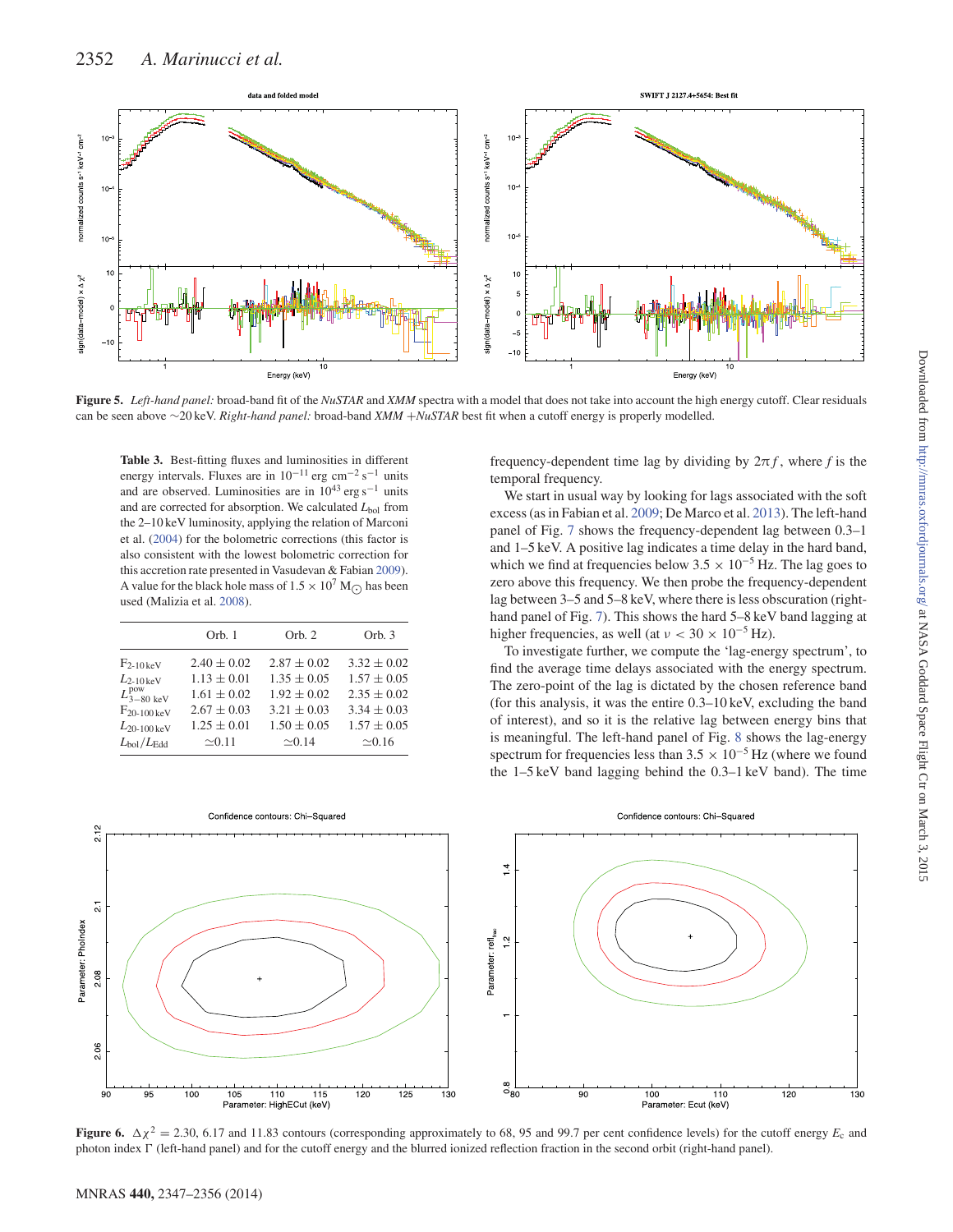**Figure 5.** *Left-hand panel:* broad-band fit of the *NuSTAR* and *XMM* spectra with a model that does not take into account the high energy cutoff. Clear residuals can be seen above ∼20 keV. *Right-hand panel:* broad-band *XMM* +*NuSTAR* best fit when a cutoff energy is properly modelled.

**Table 3.** Best-fitting fluxes and luminosities in different energy intervals. Fluxes are in $10^{-11}$ erg cm$^{-2}$ s$^{-1}$ units and are observed. Luminosities are in $10^{43}$ erg s$^{-1}$ units and are corrected for absorption. We calculated $L_{\rm bol}$ from the 2–10 keV luminosity, applying the relation of Marconi et al. (2004) for the bolometric corrections (this factor is also consistent with the lowest bolometric correction for this accretion rate presented in Vasudevan & Fabian 2009). A value for the black hole mass of $1.5 \times 10^7$ M$_\odot$ has been used (Malizia et al. 2008).

| | Orb. 1 | Orb. 2 | Orb. 3 |
|---|---|---|---|
| $F_{\rm 2\text{-}10\,keV}$ | 2.40 ± 0.02 | 2.87 ± 0.02 | 3.32 ± 0.02 |
| $L_{\rm 2\text{-}10\,keV}$ | 1.13 ± 0.01 | 1.35 ± 0.05 | 1.57 ± 0.05 |
| $L^{\rm pow}_{\rm 3\text{-}80\,keV}$ | 1.61 ± 0.02 | 1.92 ± 0.02 | 2.35 ± 0.02 |
| $F_{\rm 20\text{-}100\,keV}$ | 2.67 ± 0.03 | 3.21 ± 0.03 | 3.34 ± 0.03 |
| $L_{\rm 20\text{-}100\,keV}$ | 1.25 ± 0.01 | 1.50 ± 0.05 | 1.57 ± 0.05 |
| $L_{\rm bol}/L_{\rm Edd}$ | ≃0.11 | ≃0.14 | ≃0.16 |

frequency-dependent time lag by dividing by $2\pi f$, where $f$ is the temporal frequency.

We start in usual way by looking for lags associated with the soft excess (as in Fabian et al. 2009; De Marco et al. 2013). The left-hand panel of Fig. 7 shows the frequency-dependent lag between 0.3–1 and 1–5 keV. A positive lag indicates a time delay in the hard band, which we find at frequencies below $3.5 \times 10^{-5}$ Hz. The lag goes to zero above this frequency. We then probe the frequency-dependent lag between 3–5 and 5–8 keV, where there is less obscuration (right-hand panel of Fig. 7). This shows the hard 5–8 keV band lagging at higher frequencies, as well (at $\nu < 30 \times 10^{-5}$ Hz).

To investigate further, we compute the 'lag-energy spectrum', to find the average time delays associated with the energy spectrum. The zero-point of the lag is dictated by the chosen reference band (for this analysis, it was the entire 0.3–10 keV, excluding the band of interest), and so it is the relative lag between energy bins that is meaningful. The left-hand panel of Fig. 8 shows the lag-energy spectrum for frequencies less than $3.5 \times 10^{-5}$ Hz (where we found the 1–5 keV band lagging behind the 0.3–1 keV band). The time

**Figure 6.** $\Delta\chi^2 = 2.30$, 6.17 and 11.83 contours (corresponding approximately to 68, 95 and 99.7 per cent confidence levels) for the cutoff energy $E_{\rm c}$ and photon index $\Gamma$ (left-hand panel) and for the cutoff energy and the blurred ionized reflection fraction in the second orbit (right-hand panel).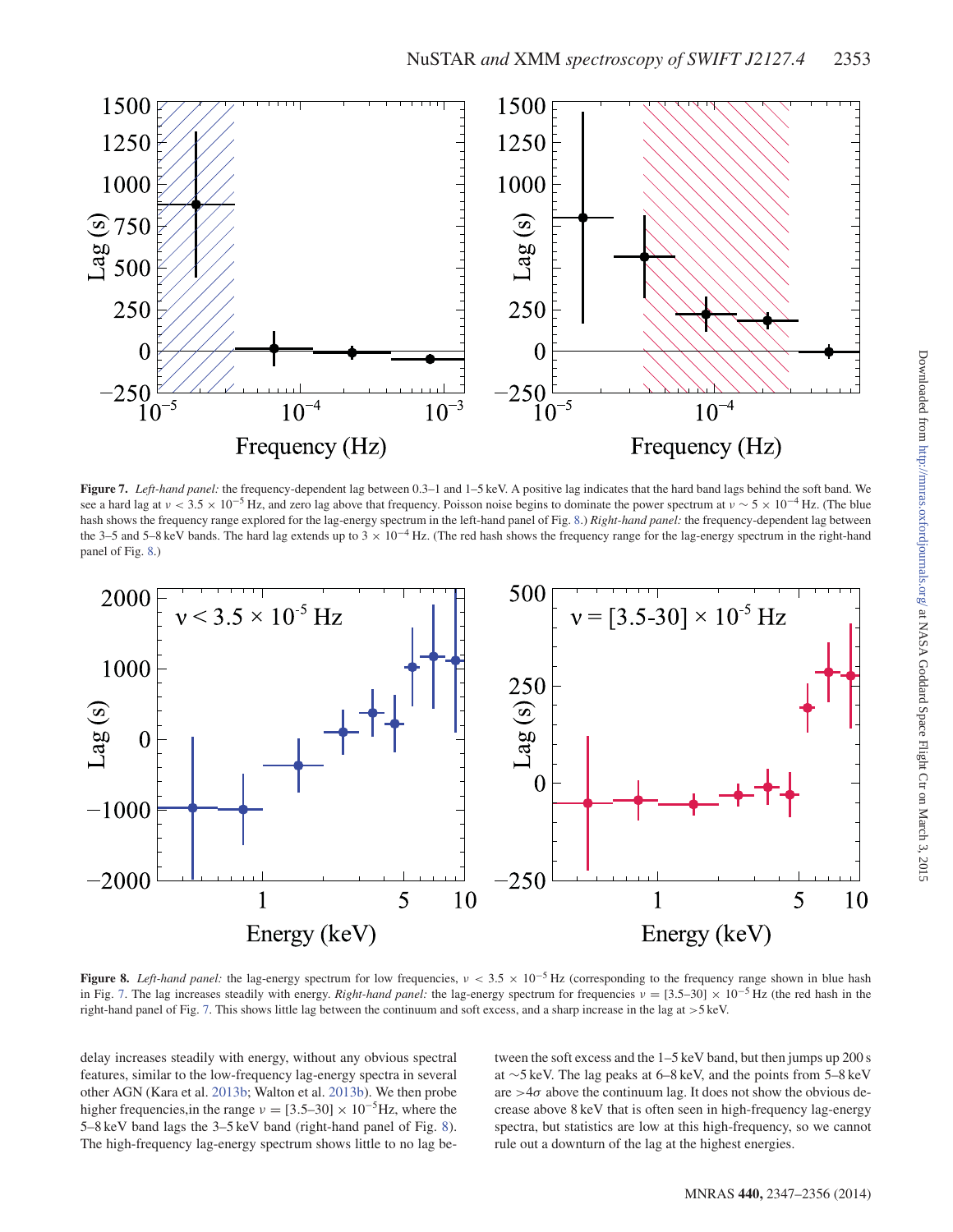**Figure 7.** *Left-hand panel:* the frequency-dependent lag between 0.3–1 and 1–5 keV. A positive lag indicates that the hard band lags behind the soft band. We see a hard lag at $\nu < 3.5 \times 10^{-5}$ Hz, and zero lag above that frequency. Poisson noise begins to dominate the power spectrum at $\nu \sim 5 \times 10^{-4}$ Hz. (The blue hash shows the frequency range explored for the lag-energy spectrum in the left-hand panel of Fig. 8.) *Right-hand panel:* the frequency-dependent lag between the 3–5 and 5–8 keV bands. The hard lag extends up to $3 \times 10^{-4}$ Hz. (The red hash shows the frequency range for the lag-energy spectrum in the right-hand panel of Fig. 8.)

**Figure 8.** *Left-hand panel:* the lag-energy spectrum for low frequencies, $\nu < 3.5 \times 10^{-5}$ Hz (corresponding to the frequency range shown in blue hash in Fig. 7. The lag increases steadily with energy. *Right-hand panel:* the lag-energy spectrum for frequencies $\nu = [3.5\text{–}30] \times 10^{-5}$ Hz (the red hash in the right-hand panel of Fig. 7. This shows little lag between the continuum and soft excess, and a sharp increase in the lag at >5 keV.

delay increases steadily with energy, without any obvious spectral features, similar to the low-frequency lag-energy spectra in several other AGN (Kara et al. 2013b; Walton et al. 2013b). We then probe higher frequencies,in the range $\nu = [3.5\text{–}30] \times 10^{-5}$Hz, where the 5–8 keV band lags the 3–5 keV band (right-hand panel of Fig. 8). The high-frequency lag-energy spectrum shows little to no lag between the soft excess and the 1–5 keV band, but then jumps up 200 s at ∼5 keV. The lag peaks at 6–8 keV, and the points from 5–8 keV are >4$\sigma$ above the continuum lag. It does not show the obvious decrease above 8 keV that is often seen in high-frequency lag-energy spectra, but statistics are low at this high-frequency, so we cannot rule out a downturn of the lag at the highest energies.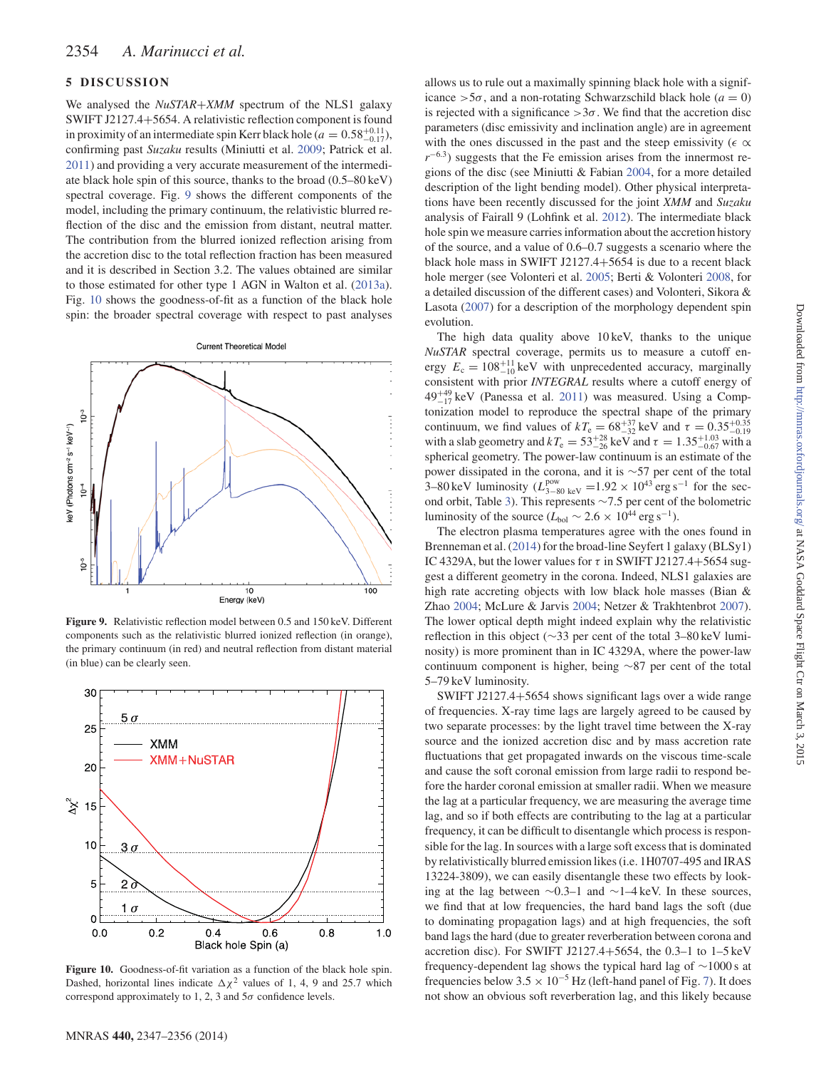## 5 DISCUSSION

We analysed the *NuSTAR*+*XMM* spectrum of the NLS1 galaxy SWIFT J2127.4+5654. A relativistic reflection component is found in proximity of an intermediate spin Kerr black hole ($a = 0.58^{+0.11}_{-0.17}$), confirming past *Suzaku* results (Miniutti et al. 2009; Patrick et al. 2011) and providing a very accurate measurement of the intermediate black hole spin of this source, thanks to the broad (0.5–80 keV) spectral coverage. Fig. 9 shows the different components of the model, including the primary continuum, the relativistic blurred reflection of the disc and the emission from distant, neutral matter. The contribution from the blurred ionized reflection arising from the accretion disc to the total reflection fraction has been measured and it is described in Section 3.2. The values obtained are similar to those estimated for other type 1 AGN in Walton et al. (2013a). Fig. 10 shows the goodness-of-fit as a function of the black hole spin: the broader spectral coverage with respect to past analyses

**Figure 9.** Relativistic reflection model between 0.5 and 150 keV. Different components such as the relativistic blurred ionized reflection (in orange), the primary continuum (in red) and neutral reflection from distant material (in blue) can be clearly seen.

**Figure 10.** Goodness-of-fit variation as a function of the black hole spin. Dashed, horizontal lines indicate $\Delta\chi^2$ values of 1, 4, 9 and 25.7 which correspond approximately to 1, 2, 3 and 5$\sigma$ confidence levels.

allows us to rule out a maximally spinning black hole with a significance $>5\sigma$, and a non-rotating Schwarzschild black hole ($a = 0$) is rejected with a significance $>3\sigma$. We find that the accretion disc parameters (disc emissivity and inclination angle) are in agreement with the ones discussed in the past and the steep emissivity ($\epsilon \propto r^{-6.3}$) suggests that the Fe emission arises from the innermost regions of the disc (see Miniutti & Fabian 2004, for a more detailed description of the light bending model). Other physical interpretations have been recently discussed for the joint *XMM* and *Suzaku* analysis of Fairall 9 (Lohfink et al. 2012). The intermediate black hole spin we measure carries information about the accretion history of the source, and a value of 0.6–0.7 suggests a scenario where the black hole mass in SWIFT J2127.4+5654 is due to a recent black hole merger (see Volonteri et al. 2005; Berti & Volonteri 2008, for a detailed discussion of the different cases) and Volonteri, Sikora & Lasota (2007) for a description of the morphology dependent spin evolution.

The high data quality above 10 keV, thanks to the unique *NuSTAR* spectral coverage, permits us to measure a cutoff energy $E_c = 108^{+11}_{-10}$ keV with unprecedented accuracy, marginally consistent with prior *INTEGRAL* results where a cutoff energy of $49^{+49}_{-17}$ keV (Panessa et al. 2011) was measured. Using a Comptonization model to reproduce the spectral shape of the primary continuum, we find values of $kT_e = 68^{+37}_{-32}$ keV and $\tau = 0.35^{+0.35}_{-0.19}$ with a slab geometry and $kT_e = 53^{+28}_{-26}$ keV and $\tau = 1.35^{+1.03}_{-0.67}$ with a spherical geometry. The power-law continuum is an estimate of the power dissipated in the corona, and it is ~57 per cent of the total 3–80 keV luminosity ($L^{\rm pow}_{3-80\ \rm keV} = 1.92 \times 10^{43}$ erg s$^{-1}$ for the second orbit, Table 3). This represents ~7.5 per cent of the bolometric luminosity of the source ($L_{\rm bol} \sim 2.6 \times 10^{44}$ erg s$^{-1}$).

The electron plasma temperatures agree with the ones found in Brenneman et al. (2014) for the broad-line Seyfert 1 galaxy (BLSy1) IC 4329A, but the lower values for $\tau$ in SWIFT J2127.4+5654 suggest a different geometry in the corona. Indeed, NLS1 galaxies are high rate accreting objects with low black hole masses (Bian & Zhao 2004; McLure & Jarvis 2004; Netzer & Trakhtenbrot 2007). The lower optical depth might indeed explain why the relativistic reflection in this object (~33 per cent of the total 3–80 keV luminosity) is more prominent than in IC 4329A, where the power-law continuum component is higher, being ~87 per cent of the total 5–79 keV luminosity.

SWIFT J2127.4+5654 shows significant lags over a wide range of frequencies. X-ray time lags are largely agreed to be caused by two separate processes: by the light travel time between the X-ray source and the ionized accretion disc and by mass accretion rate fluctuations that get propagated inwards on the viscous time-scale and cause the soft coronal emission from large radii to respond before the harder coronal emission at smaller radii. When we measure the lag at a particular frequency, we are measuring the average time lag, and so if both effects are contributing to the lag at a particular frequency, it can be difficult to disentangle which process is responsible for the lag. In sources with a large soft excess that is dominated by relativistically blurred emission likes (i.e. 1H0707-495 and IRAS 13224-3809), we can easily disentangle these two effects by looking at the lag between ~0.3–1 and ~1–4 keV. In these sources, we find that at low frequencies, the hard band lags the soft (due to dominating propagation lags) and at high frequencies, the soft band lags the hard (due to greater reverberation between corona and accretion disc). For SWIFT J2127.4+5654, the 0.3–1 to 1–5 keV frequency-dependent lag shows the typical hard lag of ~1000 s at frequencies below $3.5 \times 10^{-5}$ Hz (left-hand panel of Fig. 7). It does not show an obvious soft reverberation lag, and this likely because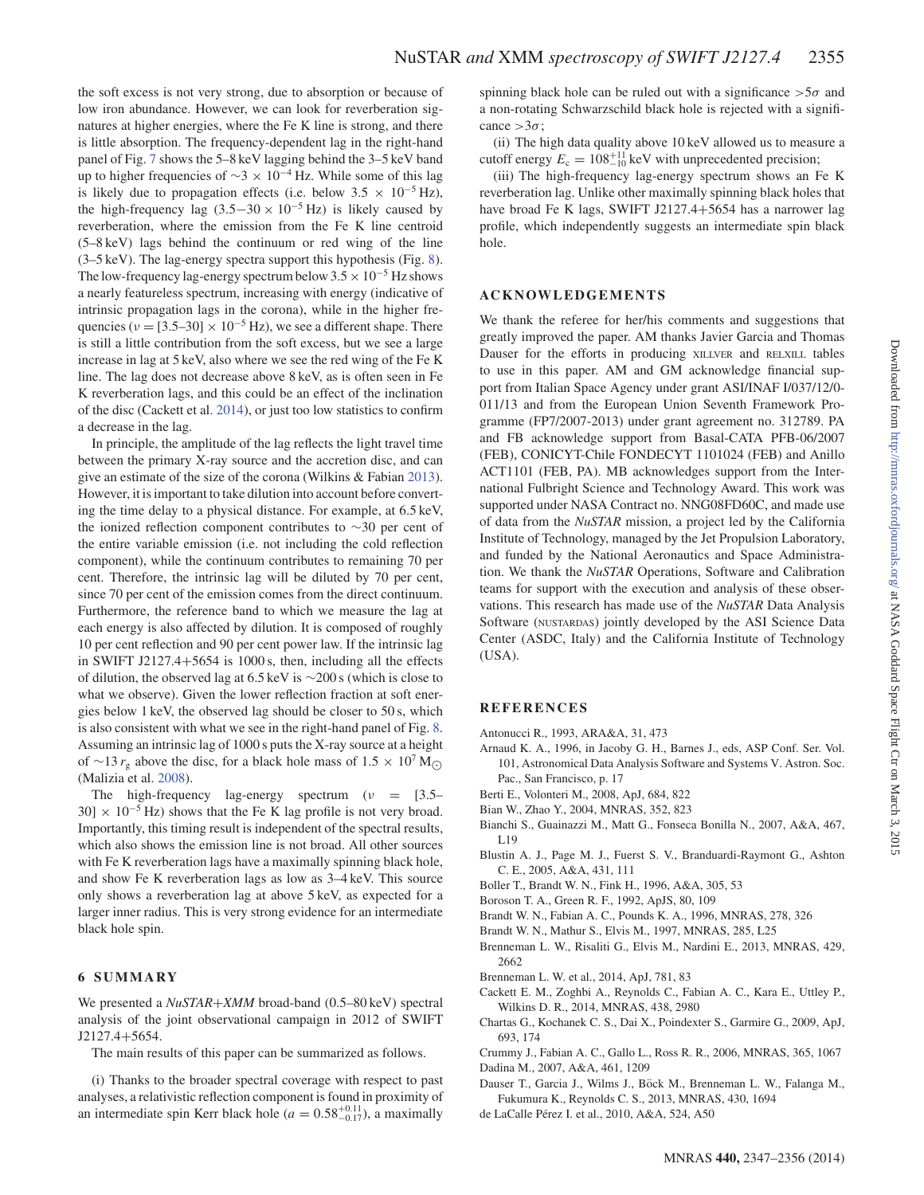the soft excess is not very strong, due to absorption or because of low iron abundance. However, we can look for reverberation signatures at higher energies, where the Fe K line is strong, and there is little absorption. The frequency-dependent lag in the right-hand panel of Fig. 7 shows the 5–8 keV lagging behind the 3–5 keV band up to higher frequencies of $\sim 3 \times 10^{-4}$ Hz. While some of this lag is likely due to propagation effects (i.e. below $3.5 \times 10^{-5}$ Hz), the high-frequency lag ($3.5{-}30 \times 10^{-5}$ Hz) is likely caused by reverberation, where the emission from the Fe K line centroid (5–8 keV) lags behind the continuum or red wing of the line (3–5 keV). The lag-energy spectra support this hypothesis (Fig. 8). The low-frequency lag-energy spectrum below $3.5 \times 10^{-5}$ Hz shows a nearly featureless spectrum, increasing with energy (indicative of intrinsic propagation lags in the corona), while in the higher frequencies ($\nu = [3.5\text{–}30] \times 10^{-5}$ Hz), we see a different shape. There is still a little contribution from the soft excess, but we see a large increase in lag at 5 keV, also where we see the red wing of the Fe K line. The lag does not decrease above 8 keV, as is often seen in Fe K reverberation lags, and this could be an effect of the inclination of the disc (Cackett et al. 2014), or just too low statistics to confirm a decrease in the lag.

In principle, the amplitude of the lag reflects the light travel time between the primary X-ray source and the accretion disc, and can give an estimate of the size of the corona (Wilkins & Fabian 2013). However, it is important to take dilution into account before converting the time delay to a physical distance. For example, at 6.5 keV, the ionized reflection component contributes to $\sim$30 per cent of the entire variable emission (i.e. not including the cold reflection component), while the continuum contributes to remaining 70 per cent. Therefore, the intrinsic lag will be diluted by 70 per cent, since 70 per cent of the emission comes from the direct continuum. Furthermore, the reference band to which we measure the lag at each energy is also affected by dilution. It is composed of roughly 10 per cent reflection and 90 per cent power law. If the intrinsic lag in SWIFT J2127.4+5654 is 1000 s, then, including all the effects of dilution, the observed lag at 6.5 keV is $\sim$200 s (which is close to what we observe). Given the lower reflection fraction at soft energies below 1 keV, the observed lag should be closer to 50 s, which is also consistent with what we see in the right-hand panel of Fig. 8. Assuming an intrinsic lag of 1000 s puts the X-ray source at a height of $\sim 13\, r_{\rm g}$ above the disc, for a black hole mass of $1.5 \times 10^7\,{\rm M}_{\odot}$ (Malizia et al. 2008).

The high-frequency lag-energy spectrum ($\nu = [3.5\text{–}30] \times 10^{-5}$ Hz) shows that the Fe K lag profile is not very broad. Importantly, this timing result is independent of the spectral results, which also shows the emission line is not broad. All other sources with Fe K reverberation lags have a maximally spinning black hole, and show Fe K reverberation lags as low as 3–4 keV. This source only shows a reverberation lag at above 5 keV, as expected for a larger inner radius. This is very strong evidence for an intermediate black hole spin.

## 6 SUMMARY

We presented a *NuSTAR+XMM* broad-band (0.5–80 keV) spectral analysis of the joint observational campaign in 2012 of SWIFT J2127.4+5654.

The main results of this paper can be summarized as follows.

(i) Thanks to the broader spectral coverage with respect to past analyses, a relativistic reflection component is found in proximity of an intermediate spin Kerr black hole ($a = 0.58^{+0.11}_{-0.17}$), a maximally spinning black hole can be ruled out with a significance $>5\sigma$ and a non-rotating Schwarzschild black hole is rejected with a significance $>3\sigma$;

(ii) The high data quality above 10 keV allowed us to measure a cutoff energy $E_{\rm c} = 108^{+11}_{-10}$ keV with unprecedented precision;

(iii) The high-frequency lag-energy spectrum shows an Fe K reverberation lag. Unlike other maximally spinning black holes that have broad Fe K lags, SWIFT J2127.4+5654 has a narrower lag profile, which independently suggests an intermediate spin black hole.

## ACKNOWLEDGEMENTS

We thank the referee for her/his comments and suggestions that greatly improved the paper. AM thanks Javier Garcia and Thomas Dauser for the efforts in producing XILLVER and RELXILL tables to use in this paper. AM and GM acknowledge financial support from Italian Space Agency under grant ASI/INAF I/037/12/0-011/13 and from the European Union Seventh Framework Programme (FP7/2007-2013) under grant agreement no. 312789. PA and FB acknowledge support from Basal-CATA PFB-06/2007 (FEB), CONICYT-Chile FONDECYT 1101024 (FEB) and Anillo ACT1101 (FEB, PA). MB acknowledges support from the International Fulbright Science and Technology Award. This work was supported under NASA Contract no. NNG08FD60C, and made use of data from the *NuSTAR* mission, a project led by the California Institute of Technology, managed by the Jet Propulsion Laboratory, and funded by the National Aeronautics and Space Administration. We thank the *NuSTAR* Operations, Software and Calibration teams for support with the execution and analysis of these observations. This research has made use of the *NuSTAR* Data Analysis Software (NUSTARDAS) jointly developed by the ASI Science Data Center (ASDC, Italy) and the California Institute of Technology (USA).

## REFERENCES

Antonucci R., 1993, ARA&A, 31, 473
Arnaud K. A., 1996, in Jacoby G. H., Barnes J., eds, ASP Conf. Ser. Vol. 101, Astronomical Data Analysis Software and Systems V. Astron. Soc. Pac., San Francisco, p. 17
Berti E., Volonteri M., 2008, ApJ, 684, 822
Bian W., Zhao Y., 2004, MNRAS, 352, 823
Bianchi S., Guainazzi M., Matt G., Fonseca Bonilla N., 2007, A&A, 467, L19
Blustin A. J., Page M. J., Fuerst S. V., Branduardi-Raymont G., Ashton C. E., 2005, A&A, 431, 111
Boller T., Brandt W. N., Fink H., 1996, A&A, 305, 53
Boroson T. A., Green R. F., 1992, ApJS, 80, 109
Brandt W. N., Fabian A. C., Pounds K. A., 1996, MNRAS, 278, 326
Brandt W. N., Mathur S., Elvis M., 1997, MNRAS, 285, L25
Brenneman L. W., Risaliti G., Elvis M., Nardini E., 2013, MNRAS, 429, 2662
Brenneman L. W. et al., 2014, ApJ, 781, 83
Cackett E. M., Zoghbi A., Reynolds C., Fabian A. C., Kara E., Uttley P., Wilkins D. R., 2014, MNRAS, 438, 2980
Chartas G., Kochanek C. S., Dai X., Poindexter S., Garmire G., 2009, ApJ, 693, 174
Crummy J., Fabian A. C., Gallo L., Ross R. R., 2006, MNRAS, 365, 1067
Dadina M., 2007, A&A, 461, 1209
Dauser T., Garcia J., Wilms J., Böck M., Brenneman L. W., Falanga M., Fukumura K., Reynolds C. S., 2013, MNRAS, 430, 1694
de LaCalle Pérez I. et al., 2010, A&A, 524, A50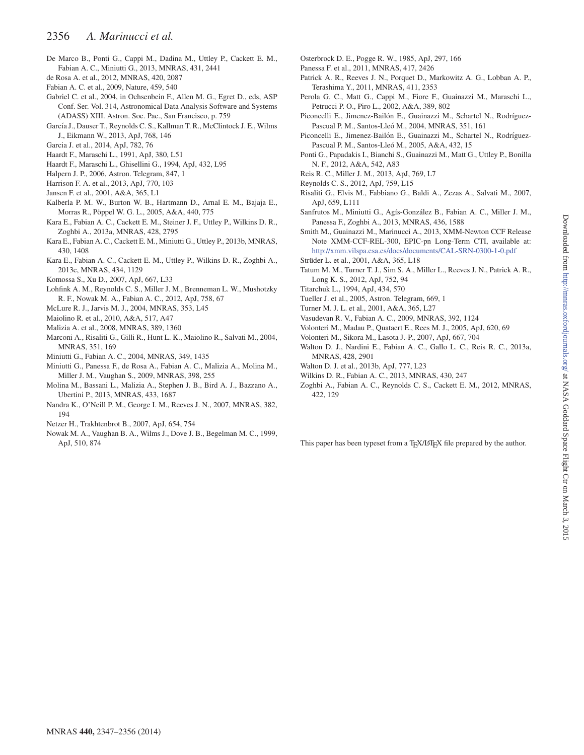De Marco B., Ponti G., Cappi M., Dadina M., Uttley P., Cackett E. M., Fabian A. C., Miniutti G., 2013, MNRAS, 431, 2441

de Rosa A. et al., 2012, MNRAS, 420, 2087

Fabian A. C. et al., 2009, Nature, 459, 540

Gabriel C. et al., 2004, in Ochsenbein F., Allen M. G., Egret D., eds, ASP Conf. Ser. Vol. 314, Astronomical Data Analysis Software and Systems (ADASS) XIII. Astron. Soc. Pac., San Francisco, p. 759

García J., Dauser T., Reynolds C. S., Kallman T. R., McClintock J. E., Wilms J., Eikmann W., 2013, ApJ, 768, 146

Garcia J. et al., 2014, ApJ, 782, 76

Haardt F., Maraschi L., 1991, ApJ, 380, L51

Haardt F., Maraschi L., Ghisellini G., 1994, ApJ, 432, L95

Halpern J. P., 2006, Astron. Telegram, 847, 1

Harrison F. A. et al., 2013, ApJ, 770, 103

Jansen F. et al., 2001, A&A, 365, L1

Kalberla P. M. W., Burton W. B., Hartmann D., Arnal E. M., Bajaja E., Morras R., Pöppel W. G. L., 2005, A&A, 440, 775

Kara E., Fabian A. C., Cackett E. M., Steiner J. F., Uttley P., Wilkins D. R., Zoghbi A., 2013a, MNRAS, 428, 2795

Kara E., Fabian A. C., Cackett E. M., Miniutti G., Uttley P., 2013b, MNRAS, 430, 1408

Kara E., Fabian A. C., Cackett E. M., Uttley P., Wilkins D. R., Zoghbi A., 2013c, MNRAS, 434, 1129

Komossa S., Xu D., 2007, ApJ, 667, L33

Lohfink A. M., Reynolds C. S., Miller J. M., Brenneman L. W., Mushotzky R. F., Nowak M. A., Fabian A. C., 2012, ApJ, 758, 67

McLure R. J., Jarvis M. J., 2004, MNRAS, 353, L45

Maiolino R. et al., 2010, A&A, 517, A47

Malizia A. et al., 2008, MNRAS, 389, 1360

Marconi A., Risaliti G., Gilli R., Hunt L. K., Maiolino R., Salvati M., 2004, MNRAS, 351, 169

Miniutti G., Fabian A. C., 2004, MNRAS, 349, 1435

Miniutti G., Panessa F., de Rosa A., Fabian A. C., Malizia A., Molina M., Miller J. M., Vaughan S., 2009, MNRAS, 398, 255

Molina M., Bassani L., Malizia A., Stephen J. B., Bird A. J., Bazzano A., Ubertini P., 2013, MNRAS, 433, 1687

Nandra K., O'Neill P. M., George I. M., Reeves J. N., 2007, MNRAS, 382, 194

Netzer H., Trakhtenbrot B., 2007, ApJ, 654, 754

Nowak M. A., Vaughan B. A., Wilms J., Dove J. B., Begelman M. C., 1999, ApJ, 510, 874

Osterbrock D. E., Pogge R. W., 1985, ApJ, 297, 166

Panessa F. et al., 2011, MNRAS, 417, 2426

Patrick A. R., Reeves J. N., Porquet D., Markowitz A. G., Lobban A. P., Terashima Y., 2011, MNRAS, 411, 2353

Perola G. C., Matt G., Cappi M., Fiore F., Guainazzi M., Maraschi L., Petrucci P. O., Piro L., 2002, A&A, 389, 802

Piconcelli E., Jimenez-Bailón E., Guainazzi M., Schartel N., Rodríguez-Pascual P. M., Santos-Lleó M., 2004, MNRAS, 351, 161

Piconcelli E., Jimenez-Bailón E., Guainazzi M., Schartel N., Rodríguez-Pascual P. M., Santos-Lleó M., 2005, A&A, 432, 15

Ponti G., Papadakis I., Bianchi S., Guainazzi M., Matt G., Uttley P., Bonilla N. F., 2012, A&A, 542, A83

Reis R. C., Miller J. M., 2013, ApJ, 769, L7

Reynolds C. S., 2012, ApJ, 759, L15

Risaliti G., Elvis M., Fabbiano G., Baldi A., Zezas A., Salvati M., 2007, ApJ, 659, L111

Sanfrutos M., Miniutti G., Agís-González B., Fabian A. C., Miller J. M., Panessa F., Zoghbi A., 2013, MNRAS, 436, 1588

Smith M., Guainazzi M., Marinucci A., 2013, XMM-Newton CCF Release Note XMM-CCF-REL-300, EPIC-pn Long-Term CTI, available at: http://xmm.vilspa.esa.es/docs/documents/CAL-SRN-0300-1-0.pdf

Strüder L. et al., 2001, A&A, 365, L18

Tatum M. M., Turner T. J., Sim S. A., Miller L., Reeves J. N., Patrick A. R., Long K. S., 2012, ApJ, 752, 94

Titarchuk L., 1994, ApJ, 434, 570

Tueller J. et al., 2005, Astron. Telegram, 669, 1

Turner M. J. L. et al., 2001, A&A, 365, L27

Vasudevan R. V., Fabian A. C., 2009, MNRAS, 392, 1124

Volonteri M., Madau P., Quataert E., Rees M. J., 2005, ApJ, 620, 69

Volonteri M., Sikora M., Lasota J.-P., 2007, ApJ, 667, 704

Walton D. J., Nardini E., Fabian A. C., Gallo L. C., Reis R. C., 2013a, MNRAS, 428, 2901

Walton D. J. et al., 2013b, ApJ, 777, L23

Wilkins D. R., Fabian A. C., 2013, MNRAS, 430, 247

Zoghbi A., Fabian A. C., Reynolds C. S., Cackett E. M., 2012, MNRAS, 422, 129

This paper has been typeset from a TEX/LATEX file prepared by the author.